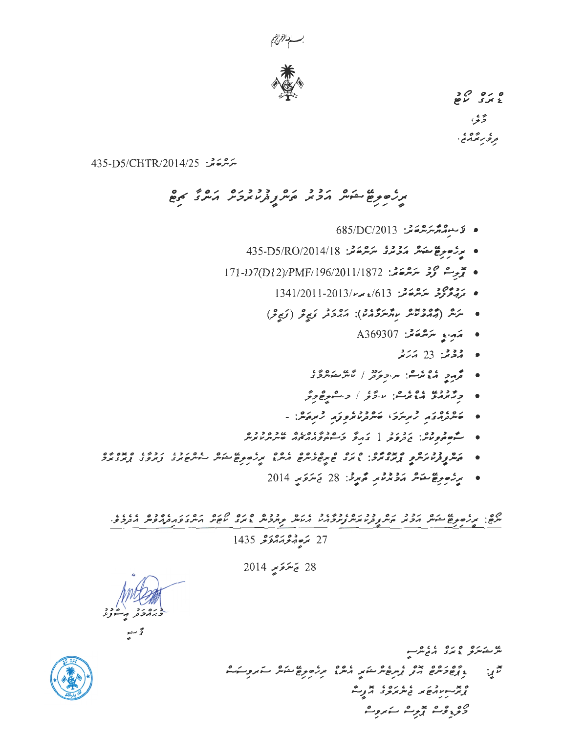بسم الله الرحمن الرحيم

ޑްރަގް ކޯޓު

މާލެ،

ދިވެހިރާއްޖެ.

ނަންބަރު: 435-D5/CHTR/2014/25

# ރިހެބިލިޓޭޝަން އަމުރު ތަންފީޒުކުރުމަށް އަންގާ ޗިޓު

- ޤަޟިއްޔާ ނަންބަރު: 685/DC/2013
- ރިހެބިލިޓޭޝަން އަމުރުގެ ނަންބަރު: 435-D5/RO/2014/18
- ޕޮލިސް ފޯމް ނަންބަރު: 171-D7(D12)/PMF/196/2011/1872
- ދަޢުވާފޯމު ނަންބަރު: 1341/2011-2013/ޕްރސ/613
- ނަން (އެއްމެ ފުރިހަމަކޮށް): އަޙްމަދު ފައިޞަލް (ފައިޞަލް)
- އައިޑީ ނަންބަރު: A369307
- އުމުރު: 23 އަހަރު
- ދާއިމީ އެޑްރެސް: ނ.މިލަދޫ / ކަނޑަސަރުވާގެ
- މިހާރުގެ އެޑްރެސް: ކ.މާލެ / މ.ސްކައިވިލާ
- ބަންދުގައި ހުރިނަމަ، ބަންދުކުރެވިފައި ހުރިތަން: -
- ސާބިތުވި ކުށް: ޖަދުވަލު 1 ގައިވާ މަސްތުވާތަކެތި ބޭނުންކުރުން
- ތަންފީޒުކުރަންވީ ފަރާތް: ޑިޕާޓްމަންޓް އޮފް ޕެނިޓެންޝަރީ އެންޑް ރިހެބިލިޓޭޝަން ސަރވިސަސް ނުވަތަ ނޭޝަނަލް ޑްރަގް އޭޖެންސީ
- ރިހެބިލިޓޭޝަން އަމުރުކުރި ތާރީޚު: 28 ޖަނަވަރީ 2014

ނޯޓް: ރިހެބިލިޓޭޝަން އަމުރު ތަންފީޒުކުރުމުގެ ފިޔަވަޅު އަޅާ ޑްރަގް ކޯޓަށް އަންގަވާށެވެ.

27 ރަބީޢުލްއައްވަލް 1435

28 ޖަނަވަރީ 2014

މުޙައްމަދު ޢިސާމު

ޤާޟީ

ނުސްޚާ: ޑްރަގް ކޯޓު އެޑްމިން

ކޮޕީ: ޑިޕާޓްމަންޓް އޮފް ޕެނިޓެންޝަރީ އެންޑް ރިހެބިލިޓޭޝަން ސަރވިސަސް

ޕްރޮސިކިއުޓަރ ޖެނެރަލްގެ އޮފީސް

މޯލްޑިވްސް ޕޮލިސް ސަރވިސް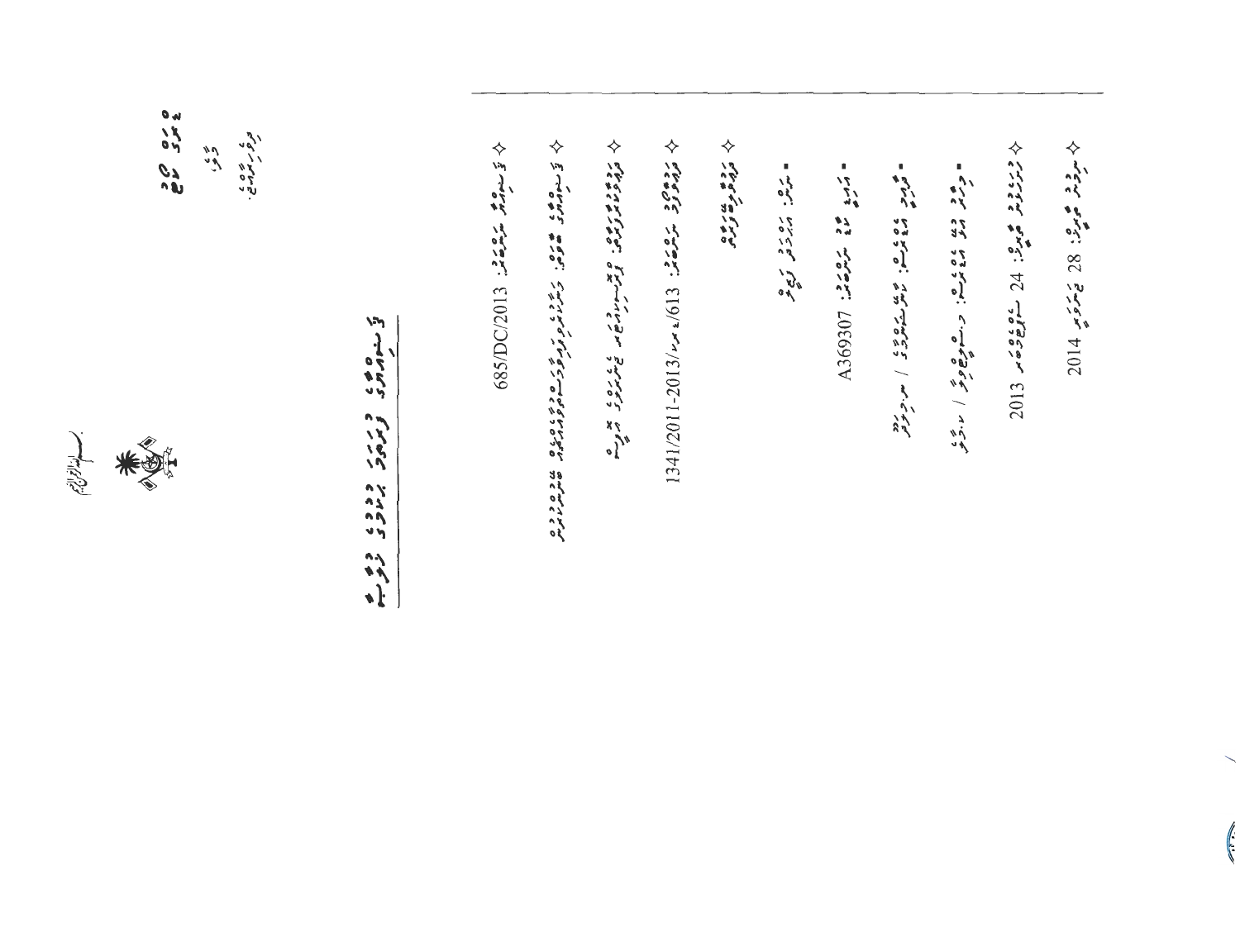بسم الله الرحمن الرحيم

ފެމިލީ ކޯޓު

މާލެ،

ދިވެހިރާއްޖެ.

## ދިވެހިރާއްޖޭގެ ފެމިލީ ކޯޓުގެ ޙުކުމް

---

- ފެމިލީ ކޯޓު ޤަޟިއްޔާ ނަންބަރު: 685/DC/2013
- ފެމިލީ ކޯޓުގެ ބެންޗް:
- ދަޢުވާކުރާ ފަރާތް:
- ދަޢުވާގެ ނަންބަރު: 1341/2011-2013/ޢމ/613
- ދަޢުވާކުރާ ފަރާތް
  - ނަން:
  - އައިޑީ ކާޑު ނަންބަރު: A369307
  - ދާއިމީ އެޑްރެސް: /
  - ހާލީ އެޑްރެސް: /
- ޝަރީޢަތް ނިމުނު ތާރީޚު: 24 ... 2013
- ޙުކުމް ކުރި ތާރީޚު: 28 ... 2014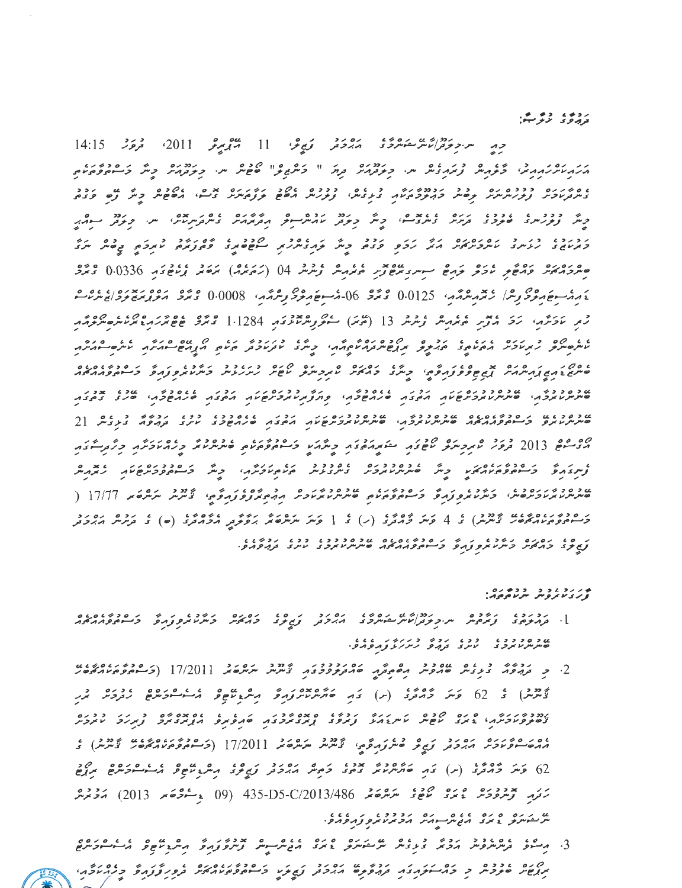ދައުވާގެ ފުރާނަ:

މިއީ ނ.މިލަދޫ/ކާނިސަލާމާގެ އަޙްމަދު ފައިޞަލް، 11 އޮގަސްޓު 2011، ދުވަހު 14:15 ހާއިރުކަންހާއިރު، މާލެއިން ފުރައިގެން ނ. މިލަދޫއަށް ދިޔަ "ނަސީމް" ބޯޓުން ނ. މިލަދޫއަށް މިނާ މަސްތުވާތަކެތި ގެންދާކަމަށް ފުލުހުންނަށް ލިބުނު މައުލޫމާތަކާ ގުޅިގެން، ފުލުހުން އެބޯޓް ވަށައިލުމަށް ގޮސް، އެބޯޓުން މިނާ ފައިބާ ވަގުތު މިނާ ފުލުހުންގެ ބެލުމުގެ ދަށަށް ގެނެސް، މިނާ މިލަދޫ ކައުންސިލް އިދާރާއަށް ގެންދިޔުމަށްފަހު، ނ. މިލަދޫ ސިއްޙީ މަރުކަޒުގެ ޑޮކްޓަރަކު ލައްވައި މިނާގެ ހަށިގަނޑު ބެލުމުން މިނާގެ ގަނޑުކުރާ ގޮތުގެ ތެރެއިން ފެނުނު ސިލްވަރު ކުލައިގެ ފޮއިލްއެއްގައި އޮތް ބަކުރީއެއްގައި 04 (ހަތަރެއް) ރަބަރު ފުޅިއެއްގައި 0.0336 ގްރާމް ޑައިއެސިޓައިލްމޯފިން/ ހެރޮއިން، 0.0125 ގްރާމް 06-އެސިޓައިލްމޯފިން، 0.0008 ގްރާމް ޓެޓްރަހައިޑްރޯކެނަބިނޯލް ހުރި ކަމަށާއި، އަދި އޭނާގެ ހަށިގަނޑުން 13 (ތޭރަ) ސެލޮފޭން ކޮތަޅެއްގައި 1.1284 ގްރާމް ޓެޓްރަހައިޑްރޯކެނަބިނޯލް ހިމެނޭ ކެނަބިސް ފެނިފައިވާކަމަށާއި، މިގޮތުން ކުރިއަށް ހިނގާ ތަހުޤީޤަށް ބަލާއިރު، މިނާ ވަނީ މަސްތުވާތަކެތި ވިއްކުމުގެ ޢަމަލުގައި ބައިވެރިވެފައިކަމަށް، ޝަރީޢަތްކުރުމަށް ހުށަހެޅި ދައުވާގެ އަލީގައި، ޝަރީޢަތުގެ ފަރާތުން ބޭނުންކުރެވޭ ހެކިތަކުން، މަސްތުވާތަކެތި ގަބޫލުކުރަމުންނާއި، ދައުވާގައި ބަޔާންކުރާ ޢަމަލުތަކާ ގުޅިގެން 21 އޮގަސްޓު 2013 ވަނަ ދުވަހު ސުޕްރީމްކޯޓުގެ ރިޕޯޓުގައި ހިމެނޭ މަސްތުވާތަކެތީގެ ޝަރީޢަތްތަކާއި ދިމާވާ ގޮތުގެ މަޢުލޫމާތާއި، މިނާ މަސްތުވާތަކެތި ގަނެ ވިއްކުމުގެ ޢަމަލެއްގައި ބައިވެރިވެފައިވާކަމަށް ޝަރީޢަތުގެ ނިންމުމުގައި ބަޔާންކޮށް، ޤާނޫނު ނަންބަރު 17/77 ( މަސްތުވާތަކެތީގެ ޤާނޫނު) ގެ 4 ވަނަ މާއްދާގެ (ހ) ގެ 1 ވަނަ ނަންބަރާ ގުޅިގެން އެމާއްދާގެ (ބ) ގެ ދަށުން އަޙްމަދު ފައިޞަލްގެ މައްޗަށް މަސްތުވާތަކެތި ގަނެވިއްކުމުގެ ތުހުމަތުގައި ހުށަހަޅާފައިވާ ދައުވާއެވެ.

ޝަރީޢަތުގެ ނިންމުން:

1. ދައުވާގައި ފާހަގަކޮށްފައިވާ ނ.މިލަދޫ/ކާނިސަލާމާގެ އަޙްމަދު ފައިޞަލްގެ މައްޗަށް މަސްތުވާތަކެތި ގަނެވިއްކުމުގެ ތުހުމަތު ސާބިތުނުވާކަމަށް ނިންމާފައިވާކަމާއި.

2. މި ދައުވާ ހުށަހެޅުމަށްފަހު ތަޞްދީޤުކުރެވުނު ޤާނޫނު ނަންބަރު 17/2011 (މަސްތުވާތަކެތީގެ ޤާނޫނު) ގެ 62 ވަނަ މާއްދާގެ (ހ) ގައި ބަޔާންކޮށްފައިވާ އިންތިޤާލީ މުއްދަތުގެ ތެރޭގައި، ޕްރޮސިކިއުޓަރ ޖެނެރަލްގެ އޮފީހުން ދައުވާ ކުރިއަށް ގެންދިއުމަށް ނުވަތަ ދައުވާ ބާޠިލުކުރުމަށް، ޤާނޫނު ނަންބަރު 17/2011 (މަސްތުވާތަކެތީގެ ޤާނޫނު) ގެ 62 ވަނަ މާއްދާގެ (ހ) ގައި ބަޔާންކުރާ ގޮތުގެ މަތިން ދައުވާގެ އިންތިޤާލީ އުޞޫލުން ޚިޔާރު ހޯދުމުގެ ގޮތުން ކޯޓުގެ ނަންބަރު 435-D5-C/2013/486 (09 ޖުލައި 2013) އަދުގެ ނިޔާ ހުށަހެޅުމުން ދައުވާ ދިފާޢުކުރުމަށް ބޭނުންވާ ހެކި ހުށަހަޅާފައިނުވާކަމާއި.

3. އިސްވެ ދަންނަވާފައިވާ އަދި ދައުވާގައި ބަޔާންކުރާ ހެކިތަކާ ހެކިބަސް ސާބިތުވާގޮތަށް ފާހަގަކޮށް، ދައުވާގައި ބަޔާންކުރާ ހެކިތަކުން ދައުވާ ބެލުމުގެ މަރުޙަލާގައި، ދައުވާ ވިއްކުމާ ބެހޭ މަސްތުވާތަކެތި ދެމިހުރުމާއި ދޫކުރުމާ،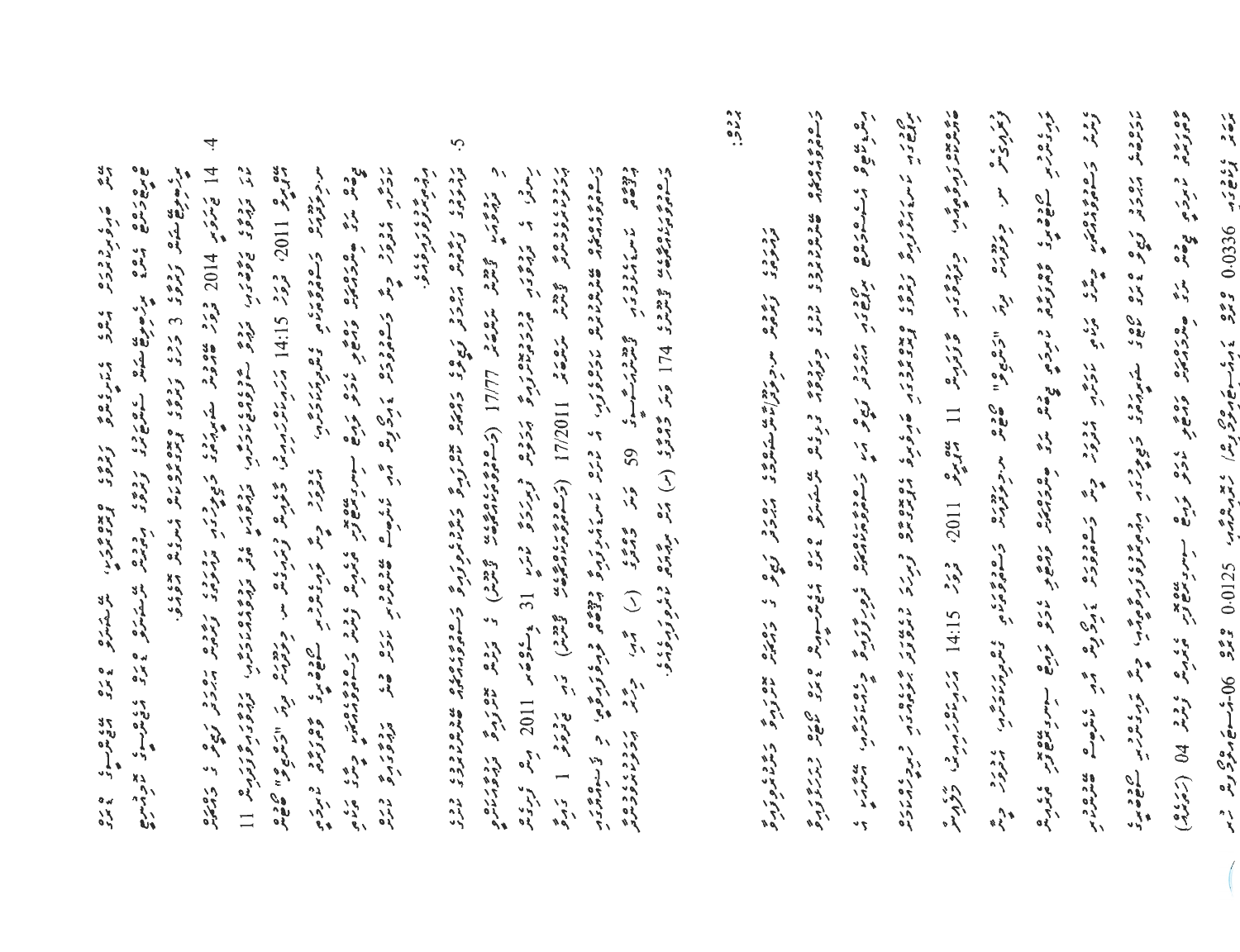ވަނަ ބާބުގެ ދަށުން ކަނޑައަޅާ ގަވާއިދުތަކާއި، ޤަރާރުތަކާއި، ގާނޫނުގައި ބަޔާންކޮށްފައިވާ ގޮތުގެ މަތިން ކަނޑައަޅާ

ބައިތަކާއި ގުޅޭ ގޮތުން އެ ގާނޫނުގައި ބަޔާންކޮށްފައިވާ ކަންކަން ތަންފީޒުކުރުމަށްޓަކައި ކަނޑައަޅާ ގަވާއިދުތައް

ތަންފީޒުކުރުމަށް 3 މަސް ދުވަހުގެ މުއްދަތު ދިނުން.

4. 14 ޖޫން 2014 ވަނަ ދުވަހު ބޭއްވުނު ރައްޔިތުންގެ މަޖިލީހުގެ ޖަލްސާއެއްގައި ގާނޫނު ނަންބަރު 11

ގެ ބިލު ފާސްކުރުމަށް، ވޯޓަށް އެހުމުން، 2011 ވަނަ އަހަރުގެ 14:15 ގައި "ފާސް" ވެފައިވާ

ޤާނޫނު ގެ ބިލު ޤާނޫނު އަސާސީގެ ދަށުން ރައީސުލްޖުމްހޫރިއްޔާގެ ތަސްދީޤަށް ފޮނުވުމަށް ނިންމުނު

ގޮތުގެ މަތިން އެ ޤާނޫނު ނެރުމުގެ ކުރިން ގާނޫނުގައި ބަޔާންކޮށްފައިވާ ގޮތުގެ މަތިން ކަނޑައަޅާ

ގަވާއިދުތައް ތަންފީޒުކުރުން.

5. ޤާނޫނު އަސާސީގެ ދަށުން ރައްޔިތުންގެ މަޖިލީހުގެ ޤަރާރުތަކާއި ގުޅޭ ގޮތުން ކަނޑައަޅާ ގަވާއިދުތައް

ގެ ޤާނޫނު ނަންބަރު 17/77 (ޤާނޫނު) ގެ ދަށުން ބާރުލިބިގެން 31 ޑިސެމްބަރު 2011 ވަނަ ދުވަހު

ތަސްދީޤުކުރި ޤާނޫނު ނަންބަރު 17/2011 (ޤާނޫނު) ގެ 1 ވަނަ

ގަވާއިދުތަކާއި ގުޅޭ ގޮތުން ގާނޫނުގައި ބަޔާންކޮށްފައިވާ ގޮތުގެ މަތިން، އެ ޤާނޫނުގެ

ދަށުން ކަނޑައަޅާ ގަވާއިދުތައް 59 ވަނަ މާއްދާގެ (ހ) އާއި (ށ) ގެ ދަށުން 174 ވަނަ

ގަވާއިދުތަކާއި ގުޅޭ ގޮތުން ކަނޑައަޅާ ގަވާއިދުތައް.

ޚުލާޞާ:

ގާނޫނު އަސާސީގެ ދަށުން ރައްޔިތުންގެ މަޖިލީހުގެ ޤަރާރުތަކާއި ގުޅޭ ގޮތުން ކަނޑައަޅާ ގަވާއިދުތަކާއި

ގަވާއިދުތަކުގެ ދަށުން ކަނޑައަޅާ ގަވާއިދުތަކާއި، ޤާނޫނު ނަންބަރު ގެ ދަށުން ކަނޑައަޅާ

ގަވާއިދުތަކާއި ގުޅޭ ގޮތުން ކަނޑައަޅާ ގަވާއިދުތަކުގެ ދަށުން، ގަވާއިދުތަކަށް ރިޢާޔަތްކުރަމުން

ރައްޔިތުންގެ މަޖިލީހުގައި ގާނޫނު ނަންބަރު 11 ގެ ބިލު 2011 ވަނަ އަހަރުގެ 14:15 ގައި "ފާސް" ވެފައިވާ

ގޮތުގެ މަތިން، ޤާނޫނު އަސާސީގެ ދަށުން ރައީސުލްޖުމްހޫރިއްޔާގެ ތަސްދީޤަށް ފޮނުވުމަށް

ނިންމުނު ގޮތުގެ މަތިން އެ ޤާނޫނު ނެރުމުގެ ކުރިން ގާނޫނުގައި ބަޔާންކޮށްފައިވާ ގޮތުގެ މަތިން

ކަނޑައަޅާ ގަވާއިދުތައް ތަންފީޒުކުރުމަށް ގާނޫނުގައި ބަޔާންކޮށްފައިވާ ގޮތުގެ މަތިން

(ފެސް) 04 ވަނަ ބައިގައި 0.0336 އިން 0.0125 އަށް، 06-ވަނަ ބައިގައި ބަޔާންކޮށްފައިވާ ގޮތުގެ މަތިން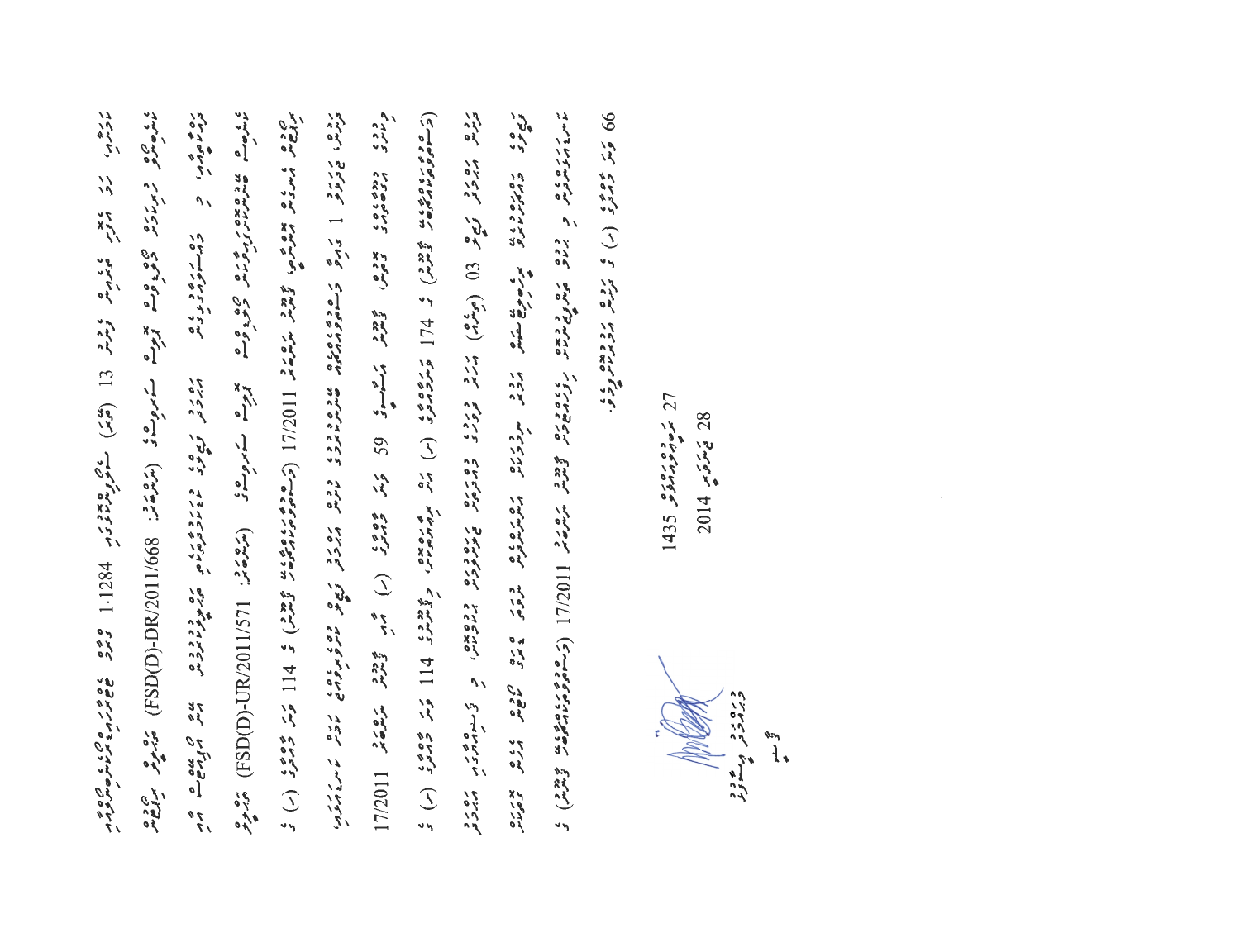ކަމާއި، ... 13 (ތޭރަ) ... 1.1284 ގްރާމް ޑައިއެސިޓައިލްމޯފިން

ހިމެނޭކަމާއި، ... (ނަންބަރު: FSD(D)-DR/2011/668) ...

...

... (ނަންބަރު: FSD(D)-UR/2011/571) ... ޑައިއެސިޓައިލްމޯފިން ...

... 17/2011 (ޑްރަގްސްއާ ބެހޭ ޤާނޫނު) ގެ 114 ވަނަ މާއްދާގެ (ހ) ގެ

ދަށުން، ... 1 ...

17/2011 ... 59 ވަނަ ... (ހ) ...

(ޑްރަގްސްއާ ބެހޭ ޤާނޫނު) ގެ 174 ... (ހ) ... 114 ވަނަ މާއްދާގެ (ށ) ގެ

... 03 (ތިނެއް) ...

...

... 17/2011 (ޑްރަގްސްއާ ބެހޭ ޤާނޫނު) ގެ

66 ވަނަ މާއްދާގެ (ހ) ގެ ދަށުން ...

27 ޖުމާދަލްއޫލާ 1435

28 މާރިޗު 2014

ޤާޟީ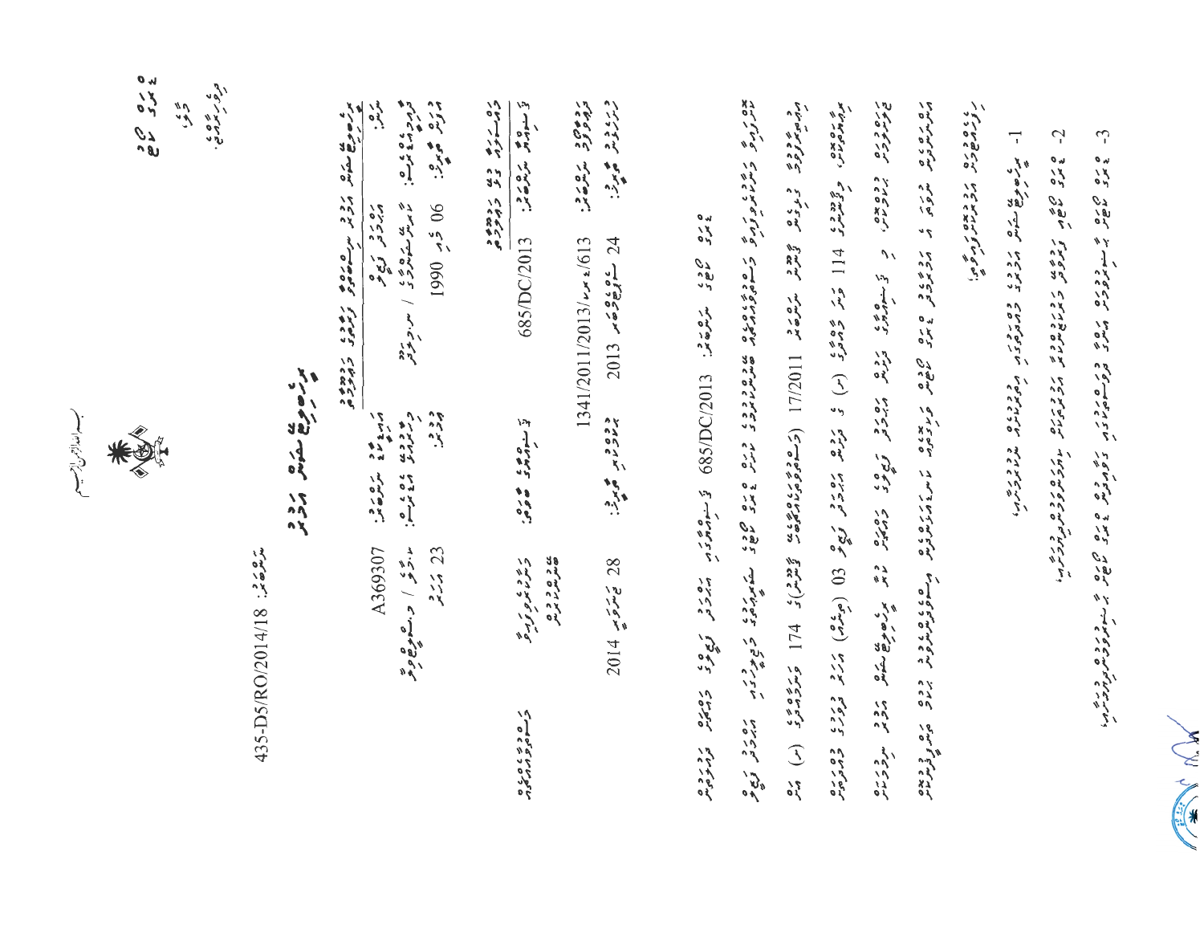بسم الله الرحمن الرحيم

ޕެރޯލް ބޯޑު
މާލެ
ދިވެހިރާއްޖެ

ނަންބަރު: 435-D5/RO/2014/18

# ޕެރޯލް ބޯޑުގެ އަމުރު

**ޕެރޯލް ދޫކުރެވޭ ފަރާތުގެ މަޢުލޫމާތު**

| | | | |
|---|---|---|---|
| ފުރިހަމަ ނަން: | ޢަބްދުﷲ ޝަރީފް | ދރއ ކާޑު ނަންބަރު: | A369307 |
| ދާއިމީ އެޑްރެސް: | .../ ... | ދިރިއުޅޭ އެޑްރެސް: | .../ ... |
| އުފަން ތާރީޚު: | 06 ޖޫން 1990 | ޢުމުރު: | 23 އަހަރު |

**ޝަރީޢަތުގެ މަޢުލޫމާތު**

| | | | |
|---|---|---|---|
| ޝަރީޢަތުގެ ނަންބަރު: | 685/DC/2013 | ކޯޓު: | ... |
| ދަޢުވާ ނަންބަރު: | 1341/2011/2013/ސީސީ/613 | | |
| ޙުކުމް ތާރީޚު: | 24 ސެޕްޓެމްބަރު 2013 | ޕެރޯލް ދޫކުރި ތާރީޚު: | 28 ޖަނަވަރީ 2014 |

685/DC/2013 ނަންބަރުގެ ޝަރީޢަތުގައި ޢަބްދުﷲ ޝަރީފް ... 17/2011 (މަސްތުވާތަކެތީގެ ޤާނޫނު)ގެ 174 ވަނަ މާއްދާގެ (ނ) ... 03 (ތިނެއް) އަހަރު ... 114 ... (ނ) ... ޕެރޯލް ބޯޑުގެ ... ޢަބްދުﷲ ޝަރީފް ... ޕެރޯލް ... ޤަވާޢިދު ...

1- ޕެރޯލް ބޯޑުގެ ... ވުމާއި،

2- ... ޕެރޯލް ... ވުމާއި،

3- ... ޕެރޯލް ... ވުމާއި،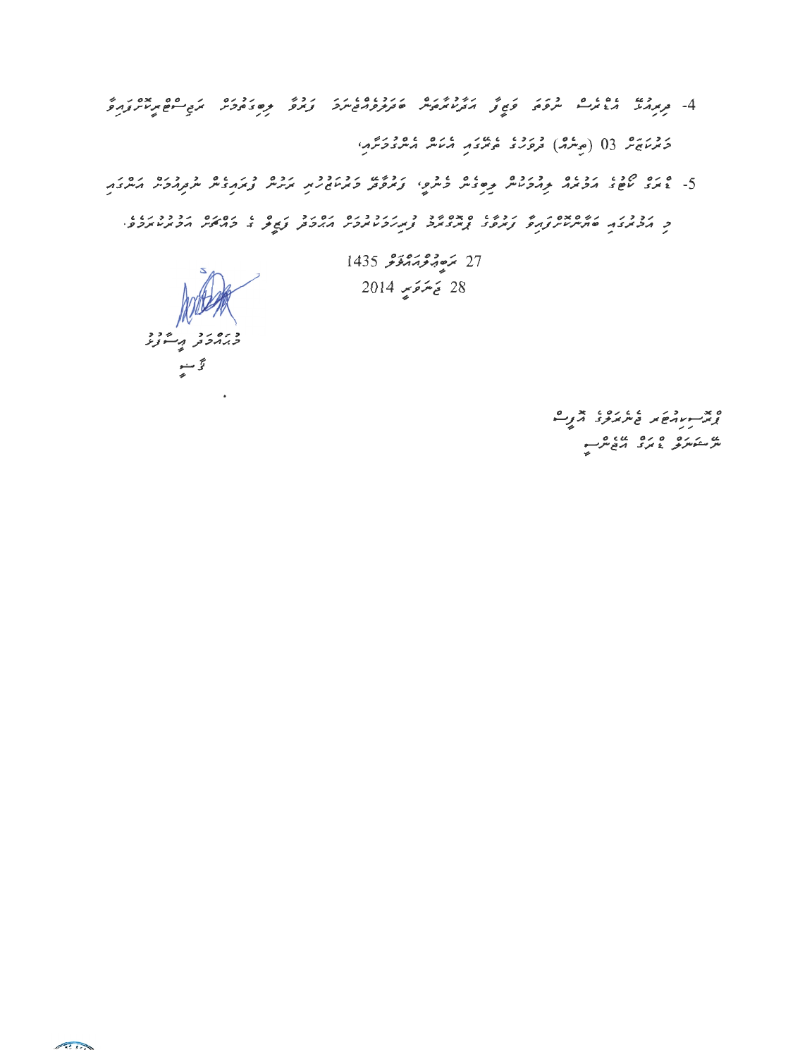4- ދިރިއުޅޭ އެޑްރެސް ނުވަތަ ވަޒީފާ އަދާކުރާކަން ބަޔާންކޮށްދޭ ފަރާތް ބަދަލުވެއްޖެނަމަ ވަގުތުން ރަޖިސްޓްރޭޝަން ކައުންޓަރަށް

މަދުވެގެން 03 (ތިނެއް) ދުވަހުގެ ތެރޭގައި އެކަން އެންގުމަށެވެ،

5- މި ގަވާއިދު ތަޢާރުފުކޮށް ފިޔަވަޅު އަޅުއްވާފައިވާ ގޮތުން ...

...

27 ރަބީޢުލްއައްވަލް 1435

28 ޖަނަވަރީ 2014

މުޙައްމަދު ޢީސާފުޅު

ވާރިސް

ޑިޕާޓްމަންޓް ޖެނެރަލްގެ އޮފީސް

ރިޕަބްލިކް އޮފް މޯލްޑިވްސް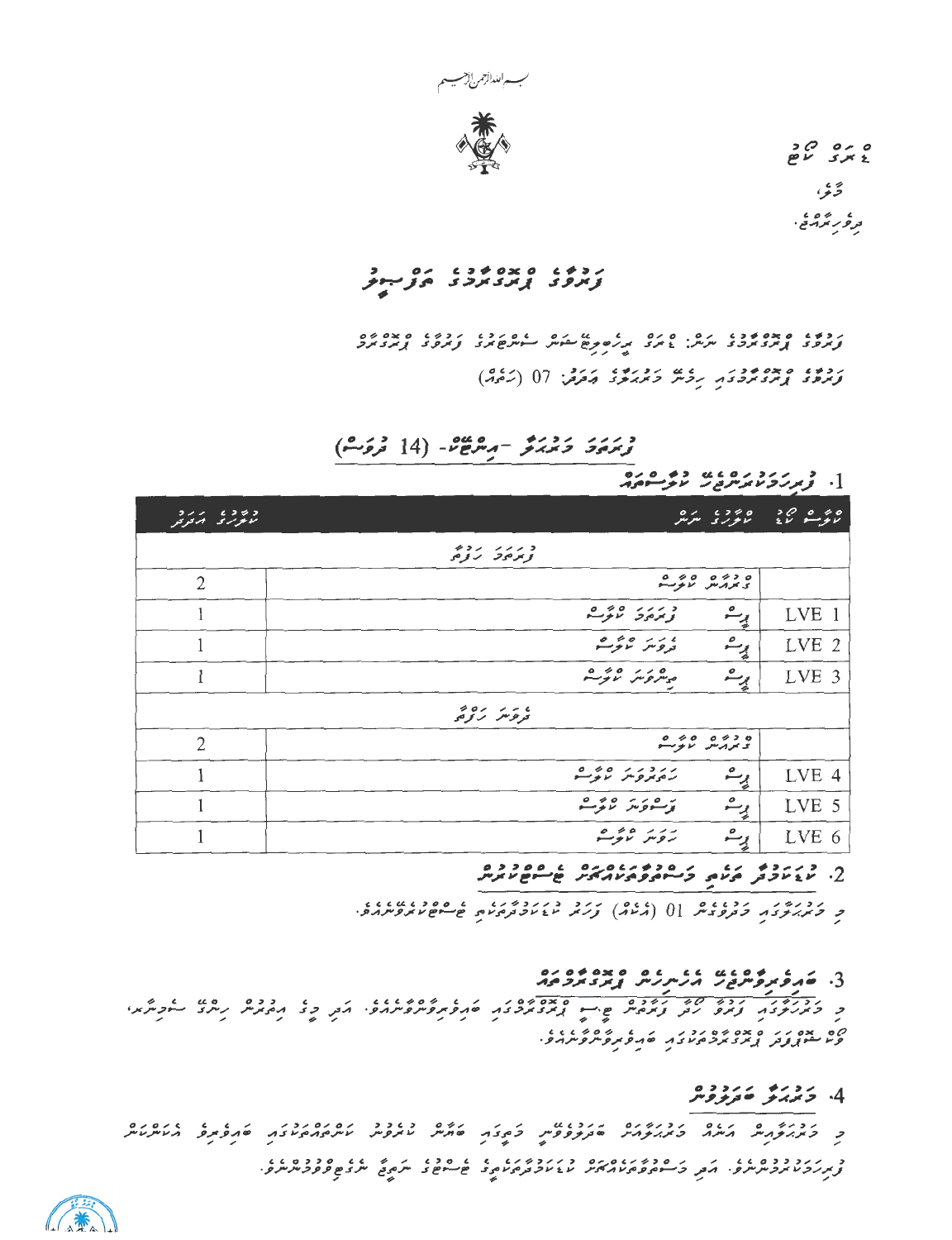بسم الله الرحمن الرحيم

މާލެ،

ދިވެހިރާއްޖެ.

# ފަންތީގެ ޤާބިލްކަމުގެ ތަފްސީލު

ފަންތީގެ ޤާބިލްކަމުގެ ނަން: ...

ފަންތީގެ ޤާބިލްކަމުގައި ހިމެނޭ މަރުޙަލާގެ އަދަދު: 07 (ހަތެއް)

## ފުރަތަމަ މަރުޙަލާ -އިންޓޭކް- (14 ދުވަސް)

### 1. ފުރިހަމަކުރަންޖެހޭ ޔުނިޓްތައް

| ޔުނިޓް ކޯޑް | ޔުނިޓްގެ ނަން | ކްރެޑިޓް އަދަދު |
|---|---|---|
| | **ފުރަތަމަ ހަފުތާ** | |
| | ޖުމްލަ ޔުނިޓް | 2 |
| LVE 1 | ފުރަތަމަ ޔުނިޓް | 1 |
| LVE 2 | ދެވަނަ ޔުނިޓް | 1 |
| LVE 3 | ތިންވަނަ ޔުނިޓް | 1 |
| | **ދެވަނަ ހަފުތާ** | |
| | ޖުމްލަ ޔުނިޓް | 2 |
| LVE 4 | ހަތަރުވަނަ ޔުނިޓް | 1 |
| LVE 5 | ފަސްވަނަ ޔުނިޓް | 1 |
| LVE 6 | ހަވަނަ ޔުނިޓް | 1 |

### 2. ...

މި މަރުޙަލާގައި މަދުވެގެން 01 (އެކެއް) ...

### 3. ބައިވެރިވާންޖެހޭ ...

...

### 4. މަރުޙަލާ ބަދަލުވުން

...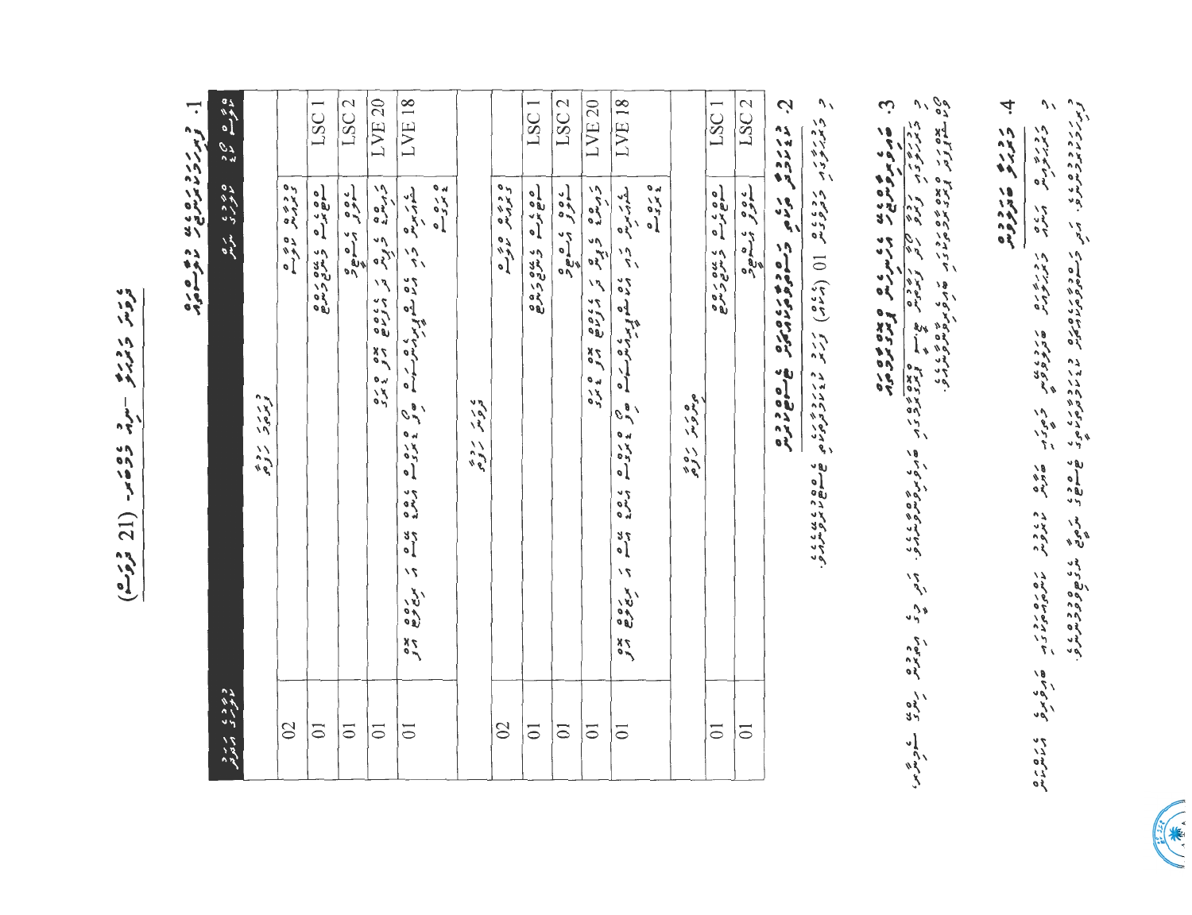(ޖުމްލަ 21 ހަފްތާ)

ކޯސް ޕްލޭން – ނަސާ ދަރިވަރުން

1. ކޯހުގެ ހަފްތާތަކުގެ ތަފްސީލު

| ޔުނިޓްގެ ޢަދަދު | ޔުނިޓްގެ ނަން | ޔުނިޓް ކޯޑު |
|---|---|---|
| | ފުރަތަމަ ހަފްތާ | |
| 02 | ޖެނެރިކް ޔުނިޓް | |
| 01 | ކޮމިއުނިކޭޝަން ސްކިލްސް | LSC 1 |
| 01 | ސޯޝަލް އެތިކްސް | LSC 2 |
| 01 | | LVE 20 |
| 01 | | LVE 18 |
| | ދެވަނަ ހަފްތާ | |
| 02 | ޖެނެރިކް ޔުނިޓް | |
| 01 | ކޮމިއުނިކޭޝަން ސްކިލްސް | LSC 1 |
| 01 | ސޯޝަލް އެތިކްސް | LSC 2 |
| 01 | | LVE 20 |
| 01 | | LVE 18 |
| | ތިންވަނަ ހަފްތާ | |
| 01 | ކޮމިއުނިކޭޝަން ސްކިލްސް | LSC 1 |
| 01 | ސޯޝަލް އެތިކްސް | LSC 2 |

2. ކޯސް ފުރިހަމަ ކުރާ ދަރިވަރުންނަށް ދެވޭ ސެޓްފިކެޓް

މި ކޯސް ފުރިހަމަ ކުރާ ދަރިވަރުންނަށް 01 (އެކެއް) ސެޓްފިކެޓް ދެވޭނެއެވެ.

3. ކޯހުގައި ބައިވެރިވުމަށް ބޭނުންވާ ޝަރުތުތައް

4. ކޯހުގެ ބަޖެޓް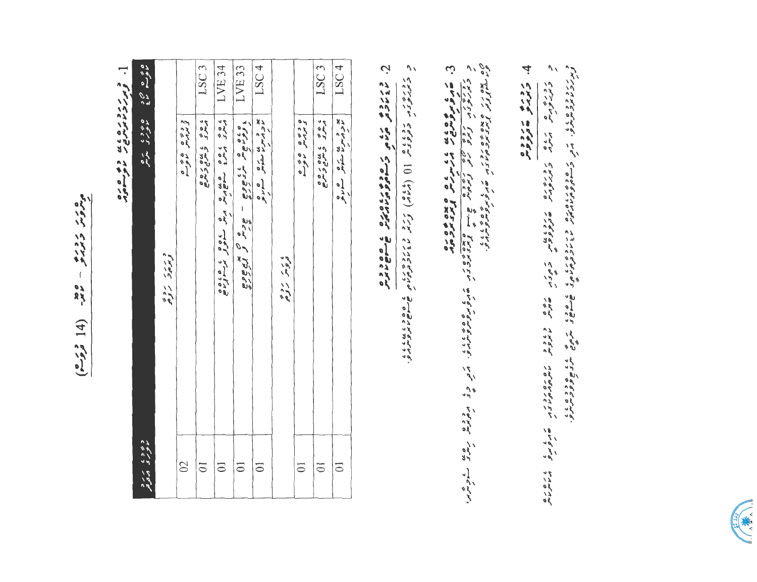# (ޖުމްލަ 14) ގަޑި - ހަފްތާ - ދިވެހި

## 1. ދަސްކުރުމުގެ ނަތީޖާތަކާއި ގަޑިއިރު

| ނަތީޖާގެ ކޯޑު | ސަބްޖެކްޓް | ގަޑިއިރުގެ އަދަދު |
|---|---|---|
| | ފުރަތަމަ ހަފްތާ | |
| | ފުރަތަމަ ބައި | 02 |
| LSC 3 | އަޑު އަހައި ވާހަކަ ދެއްކުން | 01 |
| LVE 34 | އަޑު އަހައި ސުވާލު ކުރުން | 01 |
| LVE 33 | ލަފުޒުތަކުގެ މާނަ - ބަހުގެ ބޭނުން | 01 |
| LSC 4 | ކިޔުމާއި ލިޔުން | 01 |
| | ދެވަނަ ހަފްތާ | |
| | ފުރަތަމަ ބައި | 01 |
| LSC 3 | އަޑު އަހައި ވާހަކަ ދެއްކުން | 01 |
| LSC 4 | ކިޔުމާއި ލިޔުން | 01 |

## 2. ދަސްކުރުމުގެ ތަޖުރިބާއާ ގުޅޭ މަސައްކަތްތައް

ދަސްކުރުމުގެ ތަޖުރިބާ 01 (އެކެއް) ދަރުސް ...

## 3. ވަޒަންކުރުމަށް ހުށަހަޅާ ވަސީލަތްތައް

...

## 4. ގޭގެ މަސައްކަތް

...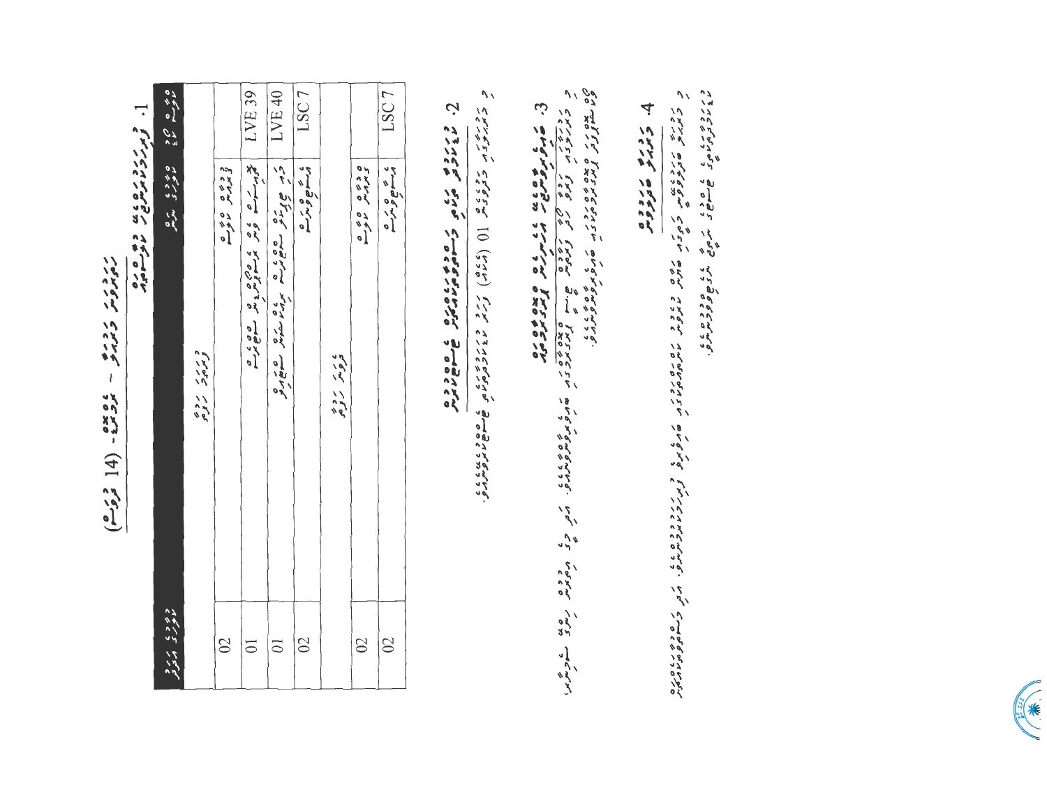# (ފޯމު 14) ޑިގްރީ - ކޯސް

## 1. ކޯސް ސްޓްރަކްޗަރ

| މޮޑިއުލް ކޯޑު | މޮޑިއުލްގެ ނަން | ކްރެޑިޓް |
|---|---|---|
| ފުރަތަމަ ސިމެސްޓަރ | | |
| | އިލެކްޓިވް މޮޑިއުލް | 02 |
| LVE 39 | | 01 |
| LVE 40 | | 01 |
| LSC 7 | އެސެސްމަންޓް | 02 |
| ދެވަނަ ސިމެސްޓަރ | | |
| | އިލެކްޓިވް މޮޑިއުލް | 02 |
| LSC 7 | އެސެސްމަންޓް | 02 |

## 2. ކޯހުގެ މުއްދަތު

މި ކޯހުގެ މުއްދަތަކީ 01 (އެކެއް) އަހަރު.

## 3. ކޯހަށް ވަނުމަށް ބޭނުންވާ ޝަރުތުތައް

## 4. ކޯސް ނިންމުން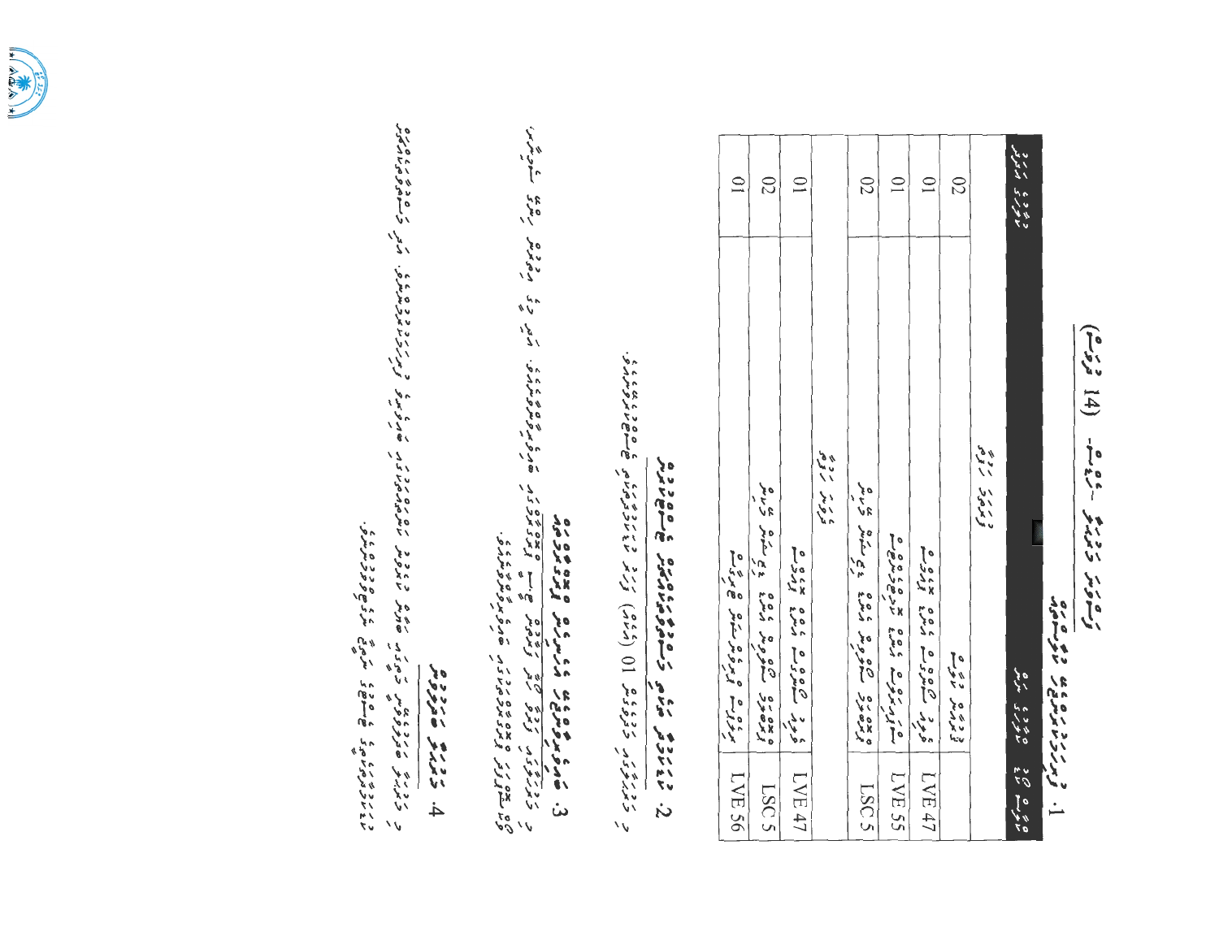# ފަސްވަނަ ގްރޭޑް - ސިލަބަސް (14 ގަޑި)

1. ފަސްވަނަ ގްރޭޑްގައި ކިޔަވައިދޭ މައުޟޫޢުތައް

| ލަރނިންގ އައުޓްކަމް | މައުޟޫޢު | ގަޑީގެ ޢަދަދު |
|---|---|---|
| | ފުރަތަމަ ޓާމް | 02 |
| LVE 47 | | 01 |
| LVE 55 | | 01 |
| LSC 5 | | 02 |
| | ދެވަނަ ޓާމް | |
| LVE 47 | | 01 |
| LSC 5 | | 02 |
| LVE 56 | | 01 |

2. ... 10 (ދިހަ) ގަޑި ...

3. ...

4. ...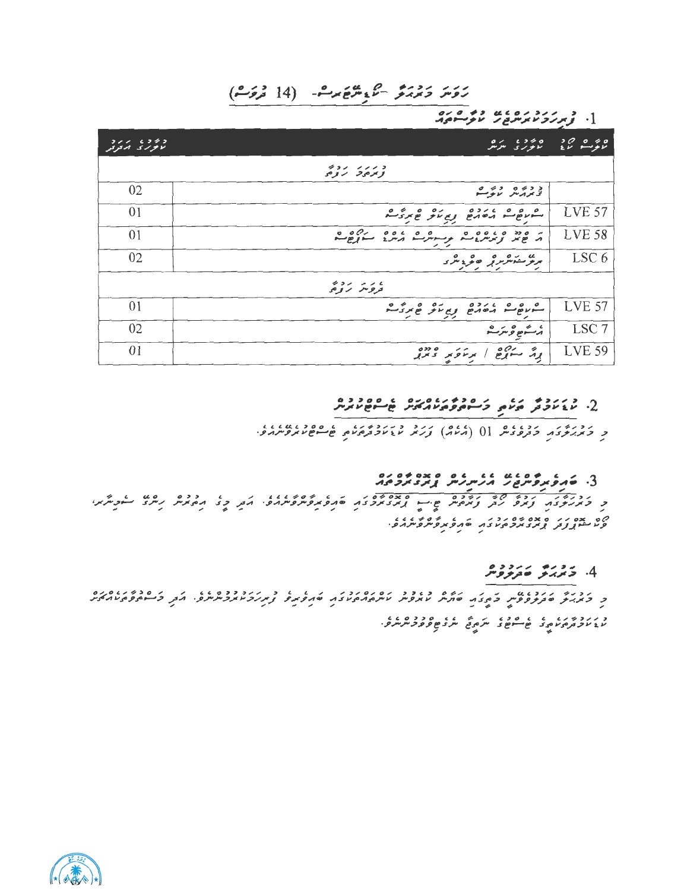## ހަވަނަ މަރުޙަލާ -ކާޕެންޓްރީ- (14 ދުވަސް)

### 1. ފުރިހަމަކުރަންޖެހޭ ކޯސްތައް

| ކޯސް ކޯޑް | ކޯހުގެ ނަން | ކޯހުގެ އަދަދު |
|---|---|---|
| | **ފުރަތަމަ ހަފްތާ** | |
| | ފުދުއްވުން ކޯސް | 02 |
| LVE 57 | ސްކިލްސް އެސެސްމެންޓް ޕްރެކްޓިކަލް ބްރީފިންގ | 01 |
| LVE 58 | ރ ބީޓީ ފައުންޑޭޝަން ބިލްޑިންގ އެންޑް ސަޕޯޓިންގ | 01 |
| LSC 6 | ރިލޭޝަންޝިޕް ބިލްޑިންގ | 02 |
| | **ދެވަނަ ހަފްތާ** | |
| LVE 57 | ސްކިލްސް އެސެސްމެންޓް ޕްރެކްޓިކަލް ބްރީފިންގ | 01 |
| LSC 7 | އެސަރޓިވްނަސް | 02 |
| LVE 59 | ވިއާ ސަރވޭ / ރިކަވަރީ ގްރޫޕް | 01 |

### 2. ކޯޗިންގ ތަކާއި މަސްއޫލިއްޔަތުތަކުގެ ޕާސްޕޯޓް ކުރުން

މި މަރުޙަލާގައި މަދުވެގެން 01 (އެކެއް) ފަހަރު ކޯޗިންގ ތަކާއި ޕާސްޕޯޓް ކުރަންވާނެއެވެ.

### 3. ބައިވެރިވާންޖެހޭ އެހެނިހެން ޕްރޮގްރާމްތައް

މި މަރުޙަލާގައި ހަފްތާ ކޮޅު ފައްޓައިގެން ޗެޕޭ ޕްރޮގްރާމްތަކުގައި ބައިވެރިވާންވާނެއެވެ. އަދި މީގެ އިތުރުން ހިންގޭ ސްކިލްސް ޕްރޮގްރާމްތަކުގައި ބައިވެރިވާންވާނެއެވެ.

### 4. މަރުޙަލާ ބަދަލުވުން

މި މަރުޙަލާ ބަދަލުވެވޭނީ މި މަރުޙަލާގައި ބައިވެރިވާން ޖެހޭ ކޯސްތައް ފުރިހަމަކޮށްފައިވާނަމައެވެ. އަދި މަސްއޫލިއްޔަތުތަކާއި ކޯޗިންގ ތަކުގެ ނަތީޖާ ރަނގަޅުވުމުންނެވެ.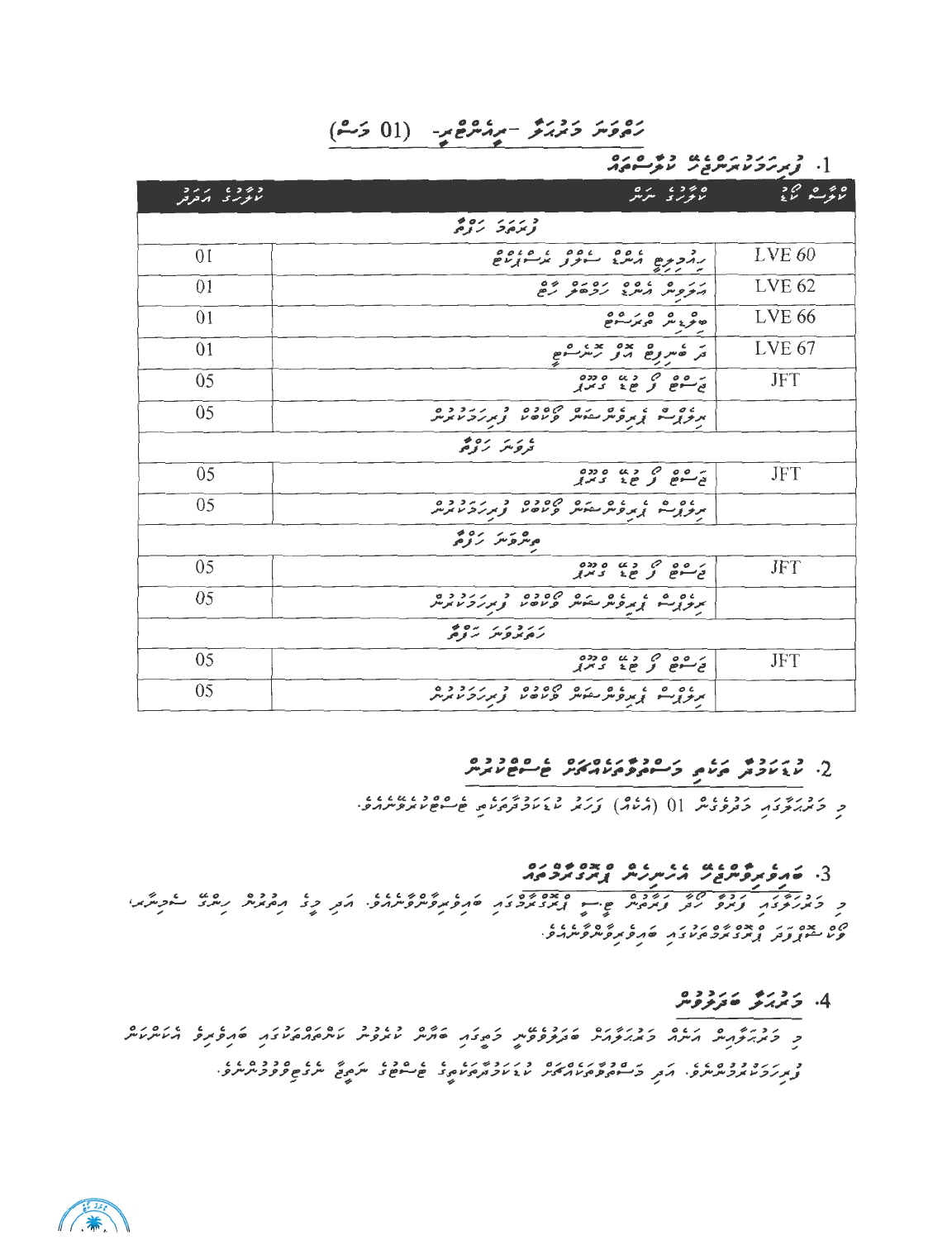# ހަތްވަނަ މަރުޙަލާ -ދިރާސީ (01 މަސް)

1. ފުރިހަމަކުރަންޖެހޭ ކޯސްތައް

| ކޯސް ކޯޑް | ކޯހުގެ ނަން | ކްރެޑިޓް އަދަދު |
|---|---|---|
| | **ފުރަތަމަ ހަފްތާ** | |
| LVE 60 | ހައިޖީން އެންޑް ސޭފްޓީ މެނޭޖްމެންޓް | 01 |
| LVE 62 | އެނިމަލް އެންޑް ހިއުމަން ހެލްތް | 01 |
| LVE 66 | ބްރީޑިން ޕްރޮގްރާމް | 01 |
| LVE 67 | ދަ ބިޒްނަސް އޮފް ފާމިންގ | 01 |
| JFT | ޖޮބް ފީލްޑް ޓްރޭނިންގ | 05 |
| | ރިފްލެކްޓް ޕްރޮފެޝަނަލް ޕްރެކްޓިސް ފުރިހަމަކުރުން | 05 |
| | **ދެވަނަ ހަފްތާ** | |
| JFT | ޖޮބް ފީލްޑް ޓްރޭނިންގ | 05 |
| | ރިފްލެކްޓް ޕްރޮފެޝަނަލް ޕްރެކްޓިސް ފުރިހަމަކުރުން | 05 |
| | **ތިންވަނަ ހަފްތާ** | |
| JFT | ޖޮބް ފީލްޑް ޓްރޭނިންގ | 05 |
| | ރިފްލެކްޓް ޕްރޮފެޝަނަލް ޕްރެކްޓިސް ފުރިހަމަކުރުން | 05 |
| | **ހަތަރުވަނަ ހަފްތާ** | |
| JFT | ޖޮބް ފީލްޑް ޓްރޭނިންގ | 05 |
| | ރިފްލެކްޓް ޕްރޮފެޝަނަލް ޕްރެކްޓިސް ފުރިހަމަކުރުން | 05 |

2. ކޯކަރިކިއުލާ އެކްޓިވިޓީ ބޭސިކް ކުރުން

މި މަރުޙަލާގައި މުއްދަތަކީ 01 (އެކެއް) މަސް. މި މަރުޙަލާގައި ބޭސިކް ކޯކަރިކިއުލާ އެކްޓިވިޓީއެއް ނެތް.

3. ބައިވެރިވާންޖެހޭ އެސެސްމަންޓް ޓަސްކްތައް

މި މަރުޙަލާގައި ފުރިހަމަ ކުރަން ޖެހޭ ކޯހުގެ ޓަސްކްތަކުގައި ބައިވެރިވާންޖެހޭނެއެވެ. އަދި މީގެ އިތުރުން ހިންގާ ސެޝަންތައް، ވޯކްޝޮޕް ޓަސްކްތަކުގައި ބައިވެރިވާންޖެހޭނެއެވެ.

4. މަރުޙަލާ ބަދަލުވުން

މި މަރުޙަލާއިން އަނެއް މަރުޙަލާއަށް ބަދަލުވުމަށް މިލަވާ ކޯހުގެ ކޯސްތަކާއި ކޯކަރިކިއުލާގެ ބައިވެރިވުމުގެ ފުރިހަމަކުރެވިފައި ހުންނަންވާނެއެވެ. އަދި މަސައްކަތްތަކާއި ކުރަކުރާނަށް ބޭސިކްގެ ނަތީޖާ ރަނގަޅުވުން ލާޒިމުވެއެވެ.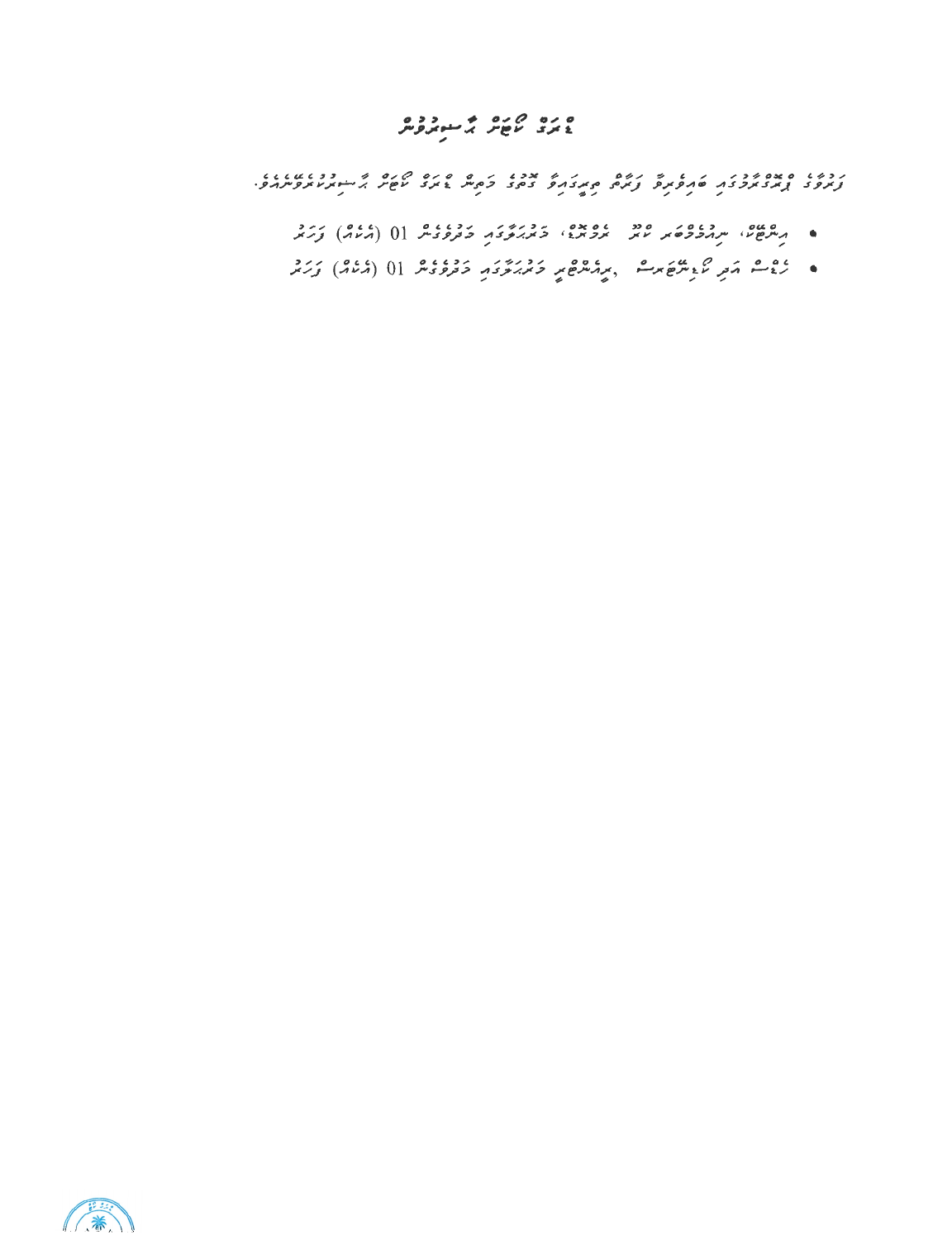# ޕްރޮމޯ ކޯޑަށް ޑިސްކައުންޓް

ފަރުވާގެ ޕްރޮމޯޝަނުގައި ބައިވެރިވާ ފަރާތް ތިރީގައިވާ ގޮތުގެ މަތިން ޕްރޮމޯ ކޯޑަށް ޑިސްކައުންޓް ދެވިދާނެއެވެ.

- އިންޓަރ، ނިއުމެލްކެއަރ ކިޑު ރޫމްސް، މަސްރަފާގައި މަދުވެގެން 01 (އެކެއް) ފަހަރު
- ހޯސްޓް އަދި ކޭޓަރިންގް ، ޕްރޮޑަކްޓްތަކާއި މަސްރަފާގައި މަދުވެގެން 01 (އެކެއް) ފަހަރު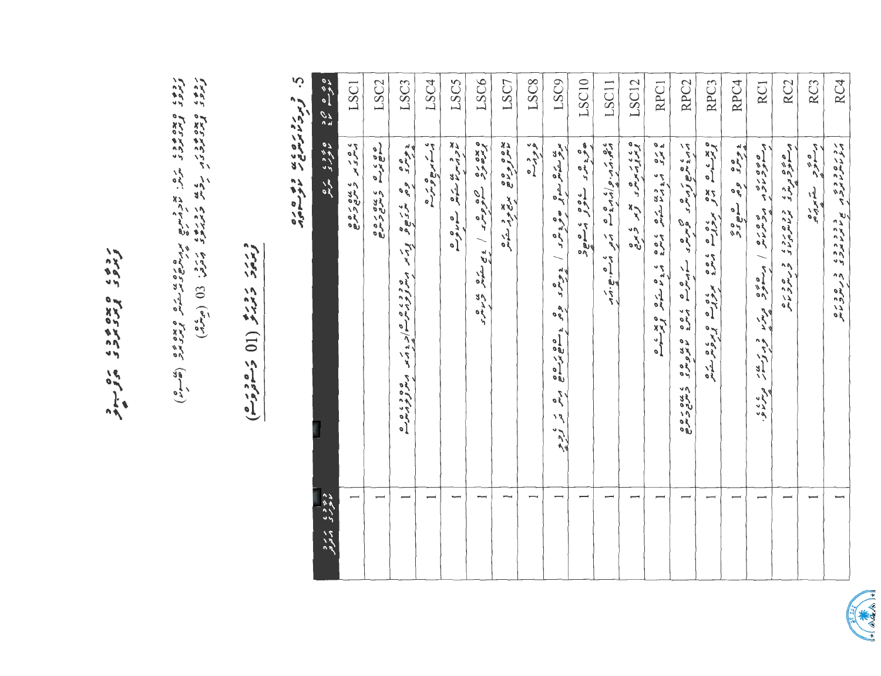# ފަރުދާ ޕާޓިޝަން

ފަރުދާ ޕާޓިޝަނުގެ ދިގުމިން (ފޫޓު)

03 (ފޫޓު)

ޖުމުލަ (01) ގޮޅި

## 5. ފަރުދާ ޕާޓިޝަން ލިސްޓް

| ކޯޑު ނަންބަރު | ތަފްސީލު | ޢަދަދު |
|---|---|---|
| LSC1 | | 1 |
| LSC2 | | 1 |
| LSC3 | | 1 |
| LSC4 | | 1 |
| LSC5 | | 1 |
| LSC6 | | 1 |
| LSC7 | | 1 |
| LSC8 | | 1 |
| LSC9 | | 1 |
| LSC10 | | 1 |
| LSC11 | | 1 |
| LSC12 | | 1 |
| RPC1 | | 1 |
| RPC2 | | 1 |
| RPC3 | | 1 |
| RPC4 | | 1 |
| RC1 | | 1 |
| RC2 | | 1 |
| RC3 | | 1 |
| RC4 | | 1 |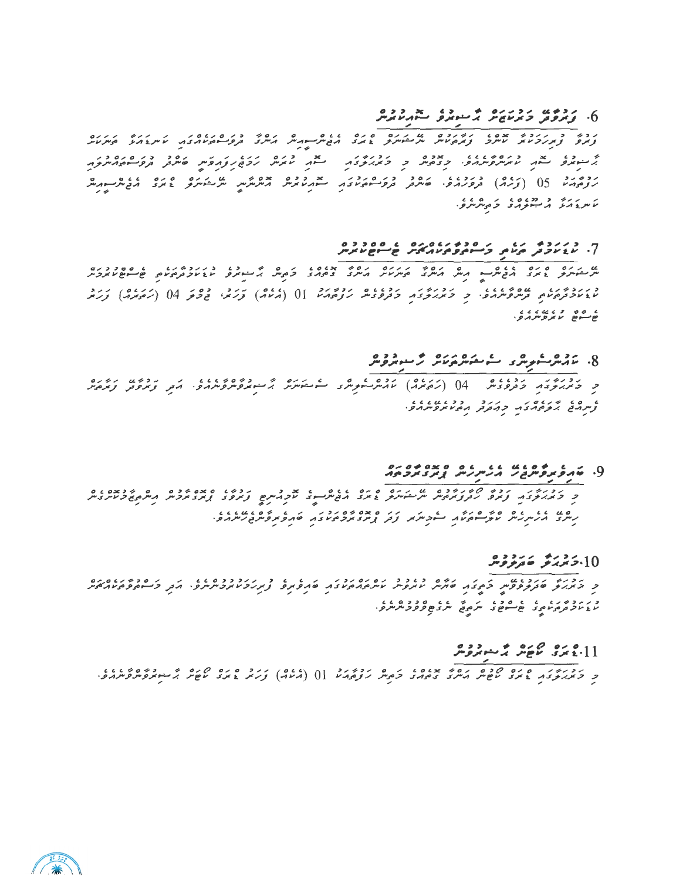### 6. ފެންވޭރު މަރުކަޒަށް ހާއްސަކޮށް ސާއިކުރުން

ފެންވޭ ފުރަހަމަކުރާ ކޮންމެ ފެންވޭރާން ނޯޓިސްކުރާ ޕޯޓަލް އެޖެންސީން އަންގާ ދުވަސްތަކުގައި ކަނޑައަޅާ ތަރަކާތް ހާއްސަކޮށް ސާއި ކުރަންދާނެއެވެ. މިގޮތުން މި މަރުކަޒުގައި ސާއި ކުރަން ހަމަޖެހިފައިވާ ދުވަސްތަކަކީ ހަފްތާއަކު 05 (ފަހެއް) ދުވަހެވެ. ބާކީ ދުވަސްތަކުގައި ސާއިކުރުން އޮންނާނީ ނޯޓިސްކޮށް ގަޑީގެ އެޖެންސީން ކަނޑައަޅާ އުސޫލުގެ މަތިންނެވެ.

### 7. ކުޑަކުދިން ތަކެތި މަސްތުވާތަކެތީގެ ބޭސްބޭނުންކުރުން

ނޯޓިސްކޮށް ގަޑީގެ އެޖެންސީން އަންގާ ތަރަކާތް އަންގާ ގޮތުގެ މަތިން ހާއްސަކޮށް ކުޑަކުދިންތަކެތި ބޭސްބޭނުންކުރުން ކުޑަކުދިންތަކެތި ދޫކޮށްލެވޭނެއެވެ. މި މަރުކަޒުގައި މަދުވެގެން ހަފްތާއަކު 01 (އެކެއް) ދުވަހު، ގިނަވެގެން 04 (ހަތަރެއް) ދުވަހު ބޭސްބޭނުން ކުރެވޭނެއެވެ.

### 8. ކަރުންސްޓިކީ ސޯސަލްހަކަތް ހާއްސަކުރުން

މި މަރުކަޒުގައި މަދުވެގެން 04 (ހަތަރެއް) ކަރުންސްޓިކީ ސޯސަލްހަކަތް ހާއްސަކުރެވޭނެއެވެ. އަދި ފެންވޭރު ފަރާތަށް ފޮނުވާ ގޮތުގައި މިއަދު އިތުރުކުރެވޭނެއެވެ.

### 9. ބައިވެރިވާންޖެހޭ އެހެނިހެން ޕްރޮގްރާމްތައް

މި މަރުކަޒުގައި ފެންވޭ ހާލަތަށް ނޯޓިސްކޮށް ގަޑީގެ އެޖެންސީން ރަށުއެކި ފެންވޭގެ ޕްރޮގްރާމްތައް އިންތިޒާމުކުރެވޭނެއެވެ. ހިންގާ އެހެނިހެން ކުލާސްތަކުގައި ސާއިކުރަ ފަދަ ޕްރޮގްރާމްތަކުގައި ބައިވެރިވާންޖެހޭނެއެވެ.

### 10. މަރުކަޒު ބަލަހައްޓުން

މި މަރުކަޒު ބަލަހައްޓާއިރު މިތަނުގައި ބަހައްޓާ ކުނިކަހާ ތަކެތި ބައިވެރިވާ ފެންކަމަކުރުވުމެވެ. އަދި މަސައްކަތްތަކުގައި ކުޑަކުދިންތަކެތީގެ ބޭސްބޭނުގެ ނަތީޖާ ނެގުމަށް ބަލަހައްޓަންވާނެއެވެ.

### 11. ގަޑީގެ ކާޑު ހާއްސަކުރުން

މި މަރުކަޒުގައި ގަޑީގެ ކާޑު އަންގާ ގޮތުގެ މަތިން ހަފްތާއަކު 01 (އެކެއް) ދުވަހު ގަޑީގެ ކާޑު ހާއްސަކުރެވޭނެއެވެ.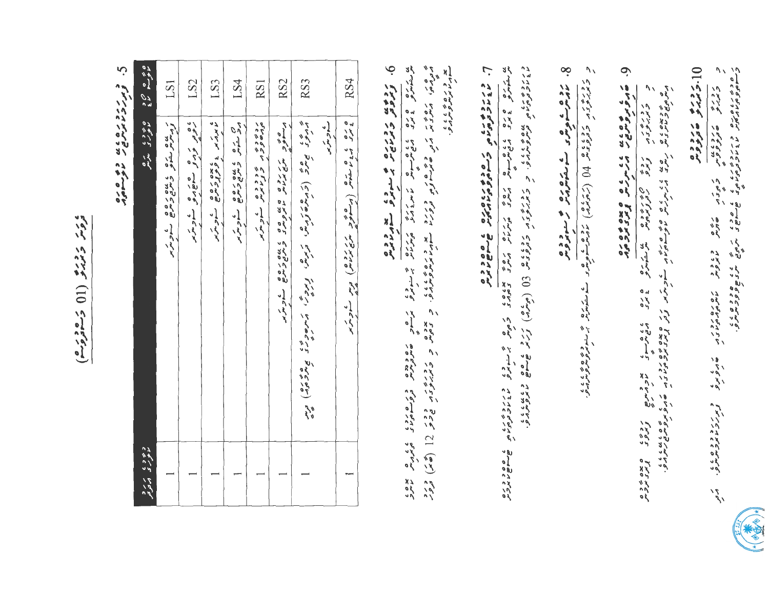# (ޖަދުވަލު 01) ނީލަމުގެ ތަކެތި

## 5. ނީލަމުގެ ތަކެތީގެ ތަފްސީލު

| ލޮޓް ނަންބަރު | ތަކެތީގެ ނަން | ޖުމްލަ އަދަދު |
|---|---|---|
| LS1 | ލައިފް ސޭވިންގ ސާމާނު | 1 |
| LS2 | ސޭފްޓީ ސާމާނު | 1 |
| LS3 | ކެމިކަލް ސާމާނު | 1 |
| LS4 | ފަޔަރ ސޭފްޓީ ސާމާނު | 1 |
| RS1 | މެޑިކަލް ސާމާނު | 1 |
| RS2 | އިލެކްޓްރިކަލް ސާމާނު | 1 |
| RS3 | އެހެނިހެން ސާމާނު (ފަރުނީޗަރު، ކޮންޕިއުޓަރު، އެހެނިހެން) ސާމާނު | 1 |
| RS4 | ޕޮލިސް ސާމާނު (ޔުނިފޯމް) ފަދަ ސާމާނު | 1 |

## 6. ނީލަމުގައި ބައިވެރިވާނެ ގޮތް

ނީލަމުގައި ބައިވެރިވުމަށް ބޭނުންވާ ފަރާތްތަކުން ފޯމު ހުށަހަޅަންވާނީ 12 (ބާރަ) ގަޑީގެ ކުރިން ނީލަމުގެ ފޯމު ހުށަހަޅަންވާނެއެވެ. މި ފޯމާއެކު ފައިސާ ހުށަހަޅަންވާނެއެވެ.

## 7. ނީލަމުގައި ކާމިޔާބުވާ ފަރާތުން ފައިސާ ދެއްކުން

ނީލަމުގައި ކާމިޔާބުވާ ފަރާތުން ފައިސާ ދައްކަންވާނީ ނީލަމުގެ ނަތީޖާ ލިބޭ ދުވަހުން ފެށިގެން 03 (ތިނެއް) ދުވަހުގެ ތެރޭގައެވެ.

## 8. ތަކެތި ނަގައިގަތުން

ނީލަމުގައި ކާމިޔާބުވާ ފަރާތުން ތަކެތި ނަގަންވާނީ ފައިސާ ދެއްކުމަށްފަހު 04 (ހަތަރެއް) ދުވަހުގެ ތެރޭގައެވެ.

## 9. ބައިވެރިވުމުގެ ޝަރުތުތައް

ނީލަމުގައި ބައިވެރިވާ ފަރާތްތަކުން ނީލަމުގެ ޝަރުތުތަކަށް ތަބާވާންވާނެއެވެ.

## 10. އާންމު މަޢުލޫމާތު

ނީލަމާ ގުޅޭ އިތުރު މަޢުލޫމާތު ސާފުކުރެވޭނެއެވެ.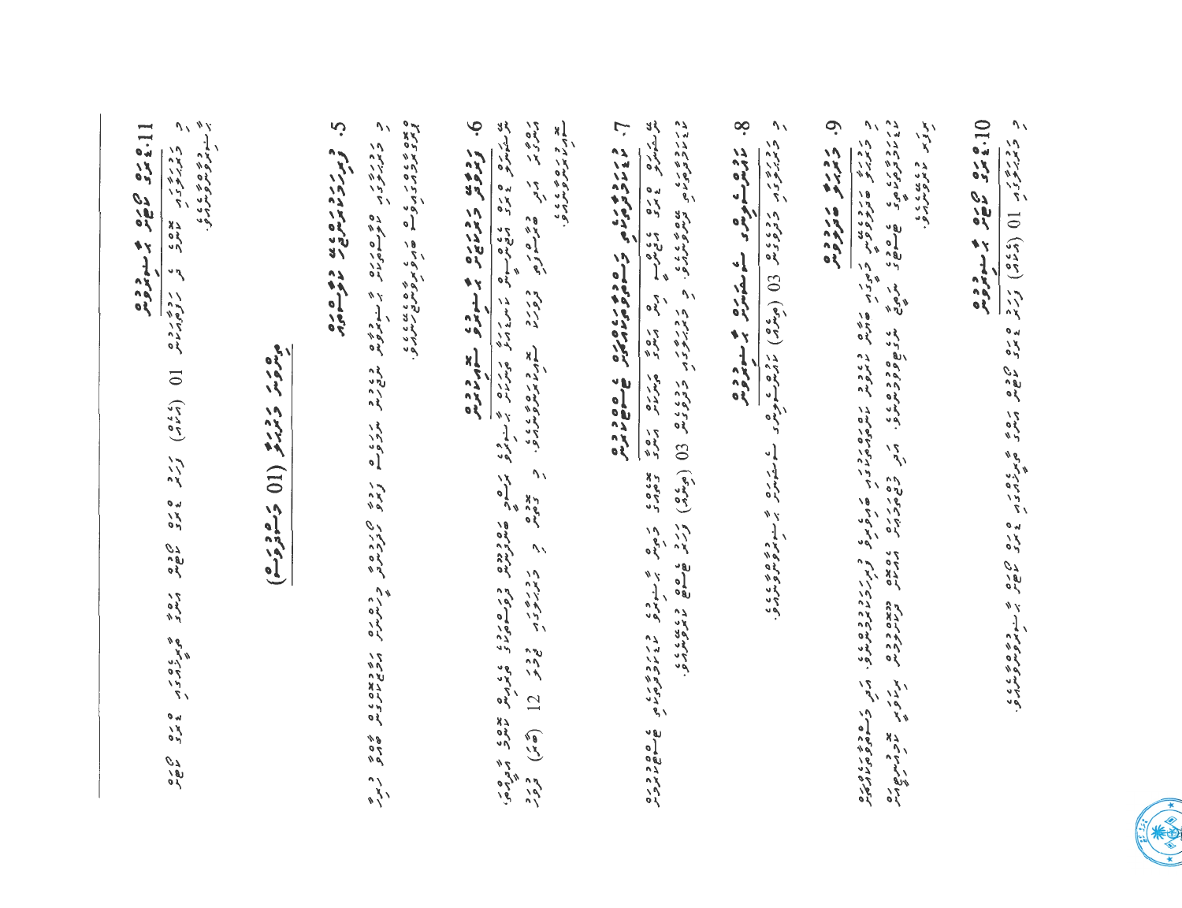**11. ޕްރޮގްރާމް ޑިޒައިން އެސެސްމަންޓް**

މި ދާއިރާއިން ތަޢުލީމީ ސެޓްފިކެޓް ހާސިލްކޮށް، މި ދާއިރާއިން 01 (އެކެއް) އަހަރު ދުވަހުގެ މަސައްކަތުގެ ތަޖުރިބާ ހާސިލްކޮށްފައިވުން.

**ޖުމްލަ ވަޒީފާ (01 މަޤާމު)**

**5. ފައިނޭންޝަލް ސަޕޯޓް**

މި ދާއިރާއިން ސެޓްފިކެޓް 3 ނުވަތަ އޭގެ މަތީގެ ސަނަދެއް ހާސިލްކޮށްފައިވުން.

**6. ފިނޭންސް ޕްރޮގްރާމް ސްޕެޝަލިސްޓް**

ރާއްޖޭގެ ނިޒާމުގެ ލެވެލް 4 ނުވަތަ އޭގެ މަތީގެ ސަނަދެއް ހާސިލްކޮށް، 12 (ބާރަ) ވަނަ ފަންތީގެ އިމްތިޙާނުން ފާސްވެފައިވުން.

**7. ޕްރޮކިއުމަންޓް ޑިވެލޮޕްމަންޓް ސްޕެޝަލިސްޓް**

ރާއްޖޭގެ ނިޒާމުގެ ލެވެލް 7 ނުވަތަ އޭގެ މަތީގެ ސަނަދެއް ހާސިލްކޮށް، މި ދާއިރާއިން 03 (ތިނެއް) އަހަރު ދުވަހުގެ މަސައްކަތުގެ ތަޖުރިބާ ހާސިލްކޮށްފައިވުން.

**8. އެޑްމިނިސްޓްރޭޓިވް ސްޕެޝަލިސްޓް**

މި ދާއިރާއިން 03 (ތިނެއް) އަހަރު ދުވަހުގެ މަސައްކަތުގެ ތަޖުރިބާ ހާސިލްކޮށްފައިވުން.

**9. ޕްރޮގްރާމް ކޯޑިނޭޓަރ**

މި ދާއިރާއިން ތަޢުލީމީ ސެޓްފިކެޓް ހާސިލްކޮށް، މި ދާއިރާއިން މަސައްކަތުގެ ތަޖުރިބާ ހާސިލްކޮށްފައިވުން.

**10. ޕްރޮގްރާމް އެސިސްޓެންޓް**

މި ދާއިރާއިން 01 (އެކެއް) އަހަރު ދުވަހުގެ މަސައްކަތުގެ ތަޖުރިބާ ހާސިލްކޮށްފައިވުން.